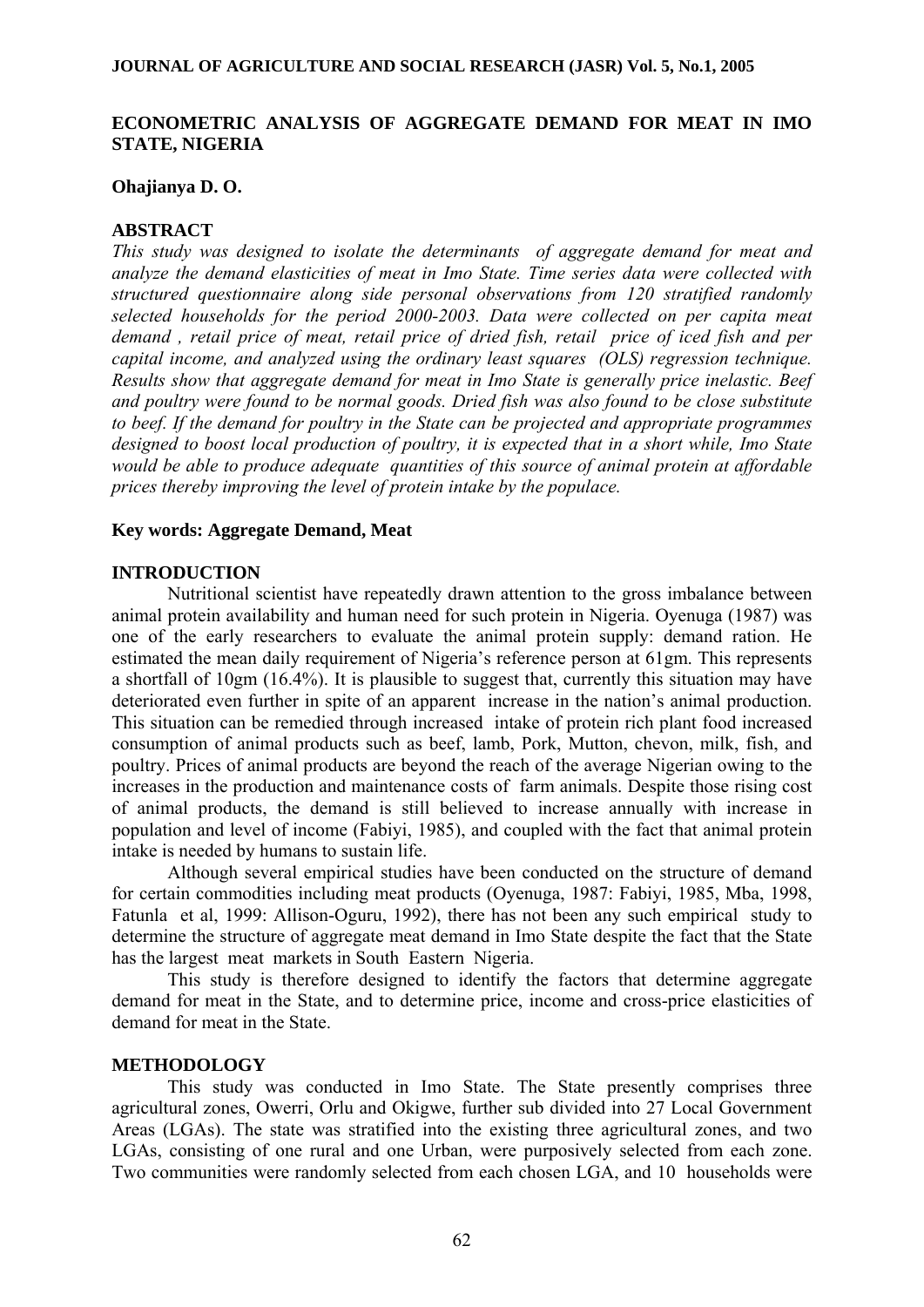# ECONOMETRIC ANALYSIS OF AGGREGATE DEMAND FOR MEAT IN IMO STATE, NIGERIA

**Ohajianya D. O.**

## ABSTRACT

*This study was designed to isolate the determinants of aggregate demand for meat and analyze the demand elasticities of meat in Imo State. Time series data were collected with structured questionnaire along side personal observations from 120 stratified randomly selected households for the period 2000-2003. Data were collected on per capita meat demand , retail price of meat, retail price of dried fish, retail price of iced fish and per capital income, and analyzed using the ordinary least squares (OLS) regression technique. Results show that aggregate demand for meat in Imo State is generally price inelastic. Beef and poultry were found to be normal goods. Dried fish was also found to be close substitute to beef. If the demand for poultry in the State can be projected and appropriate programmes designed to boost local production of poultry, it is expected that in a short while, Imo State would be able to produce adequate quantities of this source of animal protein at affordable prices thereby improving the level of protein intake by the populace.*

**Key words: Aggregate Demand, Meat**

## INTRODUCTION

Nutritional scientist have repeatedly drawn attention to the gross imbalance between animal protein availability and human need for such protein in Nigeria. Oyenuga (1987) was one of the early researchers to evaluate the animal protein supply: demand ration. He estimated the mean daily requirement of Nigeria's reference person at 61gm. This represents a shortfall of 10gm (16.4%). It is plausible to suggest that, currently this situation may have deteriorated even further in spite of an apparent increase in the nation's animal production. This situation can be remedied through increased intake of protein rich plant food increased consumption of animal products such as beef, lamb, Pork, Mutton, chevon, milk, fish, and poultry. Prices of animal products are beyond the reach of the average Nigerian owing to the increases in the production and maintenance costs of farm animals. Despite those rising cost of animal products, the demand is still believed to increase annually with increase in population and level of income (Fabiyi, 1985), and coupled with the fact that animal protein intake is needed by humans to sustain life.

Although several empirical studies have been conducted on the structure of demand for certain commodities including meat products (Oyenuga, 1987: Fabiyi, 1985, Mba, 1998, Fatunla et al, 1999: Allison-Oguru, 1992), there has not been any such empirical study to determine the structure of aggregate meat demand in Imo State despite the fact that the State has the largest meat markets in South Eastern Nigeria.

This study is therefore designed to identify the factors that determine aggregate demand for meat in the State, and to determine price, income and cross-price elasticities of demand for meat in the State.

## METHODOLOGY

This study was conducted in Imo State. The State presently comprises three agricultural zones, Owerri, Orlu and Okigwe, further sub divided into 27 Local Government Areas (LGAs). The state was stratified into the existing three agricultural zones, and two LGAs, consisting of one rural and one Urban, were purposively selected from each zone. Two communities were randomly selected from each chosen LGA, and 10 households were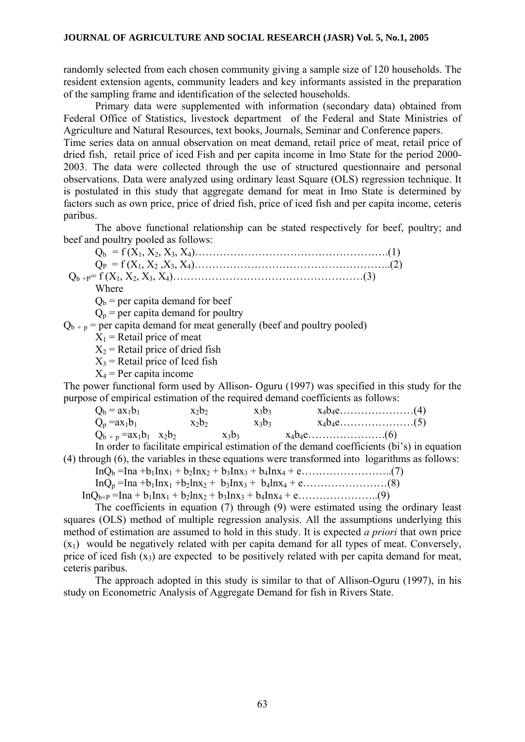randomly selected from each chosen community giving a sample size of 120 households. The resident extension agents, community leaders and key informants assisted in the preparation of the sampling frame and identification of the selected households.

Primary data were supplemented with information (secondary data) obtained from Federal Office of Statistics, livestock department of the Federal and State Ministries of Agriculture and Natural Resources, text books, Journals, Seminar and Conference papers.

Time series data on annual observation on meat demand, retail price of meat, retail price of dried fish, retail price of iced Fish and per capita income in Imo State for the period 2000-2003. The data were collected through the use of structured questionnaire and personal observations. Data were analyzed using ordinary least Square (OLS) regression technique. It is postulated in this study that aggregate demand for meat in Imo State is determined by factors such as own price, price of dried fish, price of iced fish and per capita income, ceteris paribus.

The above functional relationship can be stated respectively for beef, poultry; and beef and poultry pooled as follows:

$$Q_b = f(X_1, X_2, X_3, X_4) \quad (1)$$

$$Q_P = f(X_1, X_2, X_3, X_4) \quad (2)$$

$$Q_{b+P} = f(X_1, X_2, X_3, X_4) \quad (3)$$

Where

$Q_b$ = per capita demand for beef

$Q_p$ = per capita demand for poultry

$Q_{b+p}$ = per capita demand for meat generally (beef and poultry pooled)

$X_1$ = Retail price of meat

$X_2$ = Retail price of dried fish

$X_3$ = Retail price of Iced fish

$X_4$ = Per capita income

The power functional form used by Allison- Oguru (1997) was specified in this study for the purpose of empirical estimation of the required demand coefficients as follows:

$$Q_b = ax_1b_1 \quad x_2b_2 \quad x_3b_3 \quad x_4b_4e \quad (4)$$

$$Q_p = ax_1b_1 \quad x_2b_2 \quad x_3b_3 \quad x_4b_4e \quad (5)$$

$$Q_{b+p} = ax_1b_1 \quad x_2b_2 \quad x_3b_3 \quad x_4b_4e \quad (6)$$

In order to facilitate empirical estimation of the demand coefficients (bi's) in equation (4) through (6), the variables in these equations were transformed into logarithms as follows:

$$\ln Q_b = \ln a + b_1\ln x_1 + b_2\ln x_2 + b_3\ln x_3 + b_4\ln x_4 + e \quad (7)$$

$$\ln Q_p = \ln a + b_1\ln x_1 + b_2\ln x_2 + b_3\ln x_3 + b_4\ln x_4 + e \quad (8)$$

$$\ln Q_{b+P} = \ln a + b_1\ln x_1 + b_2\ln x_2 + b_3\ln x_3 + b_4\ln x_4 + e \quad (9)$$

The coefficients in equation (7) through (9) were estimated using the ordinary least squares (OLS) method of multiple regression analysis. All the assumptions underlying this method of estimation are assumed to hold in this study. It is expected *a priori* that own price ($x_1$) would be negatively related with per capita demand for all types of meat. Conversely, price of iced fish ($x_3$) are expected to be positively related with per capita demand for meat, ceteris paribus.

The approach adopted in this study is similar to that of Allison-Oguru (1997), in his study on Econometric Analysis of Aggregate Demand for fish in Rivers State.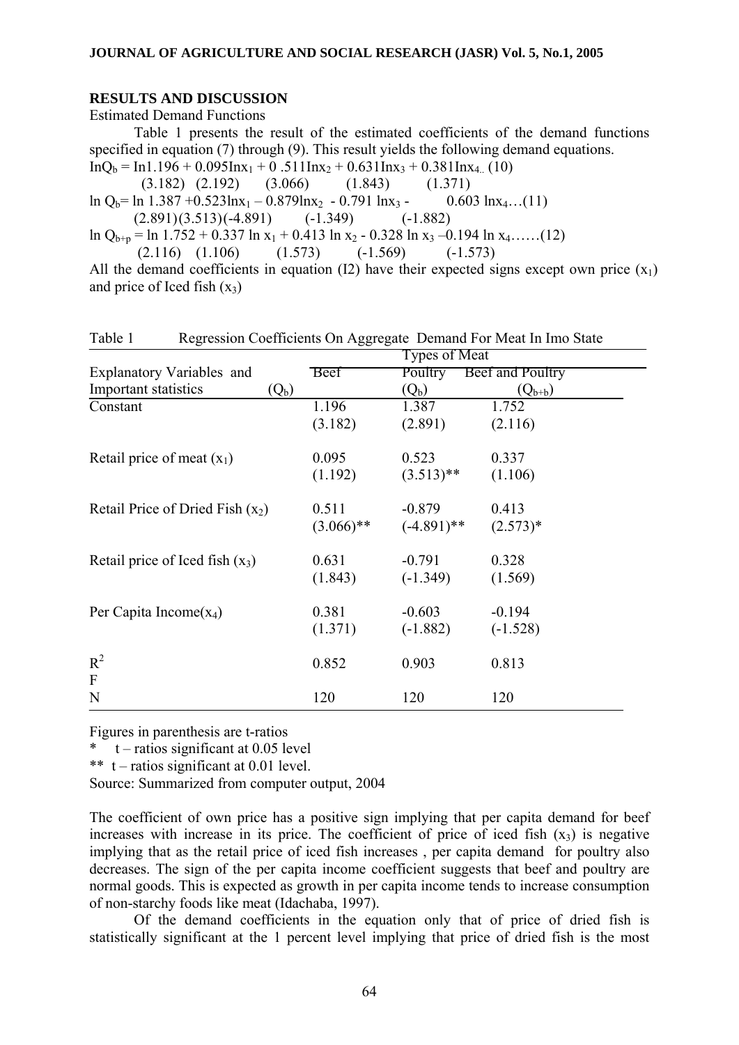## RESULTS AND DISCUSSION

Estimated Demand Functions

Table 1 presents the result of the estimated coefficients of the demand functions specified in equation (7) through (9). This result yields the following demand equations.

$$\text{In}Q_b = \text{In}1.196 + 0.095\text{In}x_1 + 0.511\text{In}x_2 + 0.631\text{In}x_3 + 0.381\text{In}x_4 \quad (10)$$

(3.182) (2.192) (3.066) (1.843) (1.371)

$$\ln Q_b = \ln 1.387 + 0.523\ln x_1 - 0.879\ln x_2 - 0.791 \ln x_3 - 0.603 \ln x_4 \quad (11)$$

(2.891)(3.513)(-4.891) (-1.349) (-1.882)

$$\ln Q_{b+p} = \ln 1.752 + 0.337 \ln x_1 + 0.413 \ln x_2 - 0.328 \ln x_3 - 0.194 \ln x_4 \quad (12)$$

(2.116) (1.106) (1.573) (-1.569) (-1.573)

All the demand coefficients in equation (I2) have their expected signs except own price ($x_1$) and price of Iced fish ($x_3$)

Table 1 Regression Coefficients On Aggregate Demand For Meat In Imo State

| Explanatory Variables and Important statistics ($Q_b$) | Types of Meat | | |
|---|---|---|---|
| | Beef | Poultry ($Q_b$) | Beef and Poultry ($Q_{b+b}$) |
| Constant | 1.196<br>(3.182) | 1.387<br>(2.891) | 1.752<br>(2.116) |
| Retail price of meat ($x_1$) | 0.095<br>(1.192) | 0.523<br>(3.513)** | 0.337<br>(1.106) |
| Retail Price of Dried Fish ($x_2$) | 0.511<br>(3.066)** | -0.879<br>(-4.891)** | 0.413<br>(2.573)* |
| Retail price of Iced fish ($x_3$) | 0.631<br>(1.843) | -0.791<br>(-1.349) | 0.328<br>(1.569) |
| Per Capita Income($x_4$) | 0.381<br>(1.371) | -0.603<br>(-1.882) | -0.194<br>(-1.528) |
| $R^2$ | 0.852 | 0.903 | 0.813 |
| F | | | |
| N | 120 | 120 | 120 |

Figures in parenthesis are t-ratios

\* t – ratios significant at 0.05 level

\*\* t – ratios significant at 0.01 level.

Source: Summarized from computer output, 2004

The coefficient of own price has a positive sign implying that per capita demand for beef increases with increase in its price. The coefficient of price of iced fish ($x_3$) is negative implying that as the retail price of iced fish increases , per capita demand for poultry also decreases. The sign of the per capita income coefficient suggests that beef and poultry are normal goods. This is expected as growth in per capita income tends to increase consumption of non-starchy foods like meat (Idachaba, 1997).

Of the demand coefficients in the equation only that of price of dried fish is statistically significant at the 1 percent level implying that price of dried fish is the most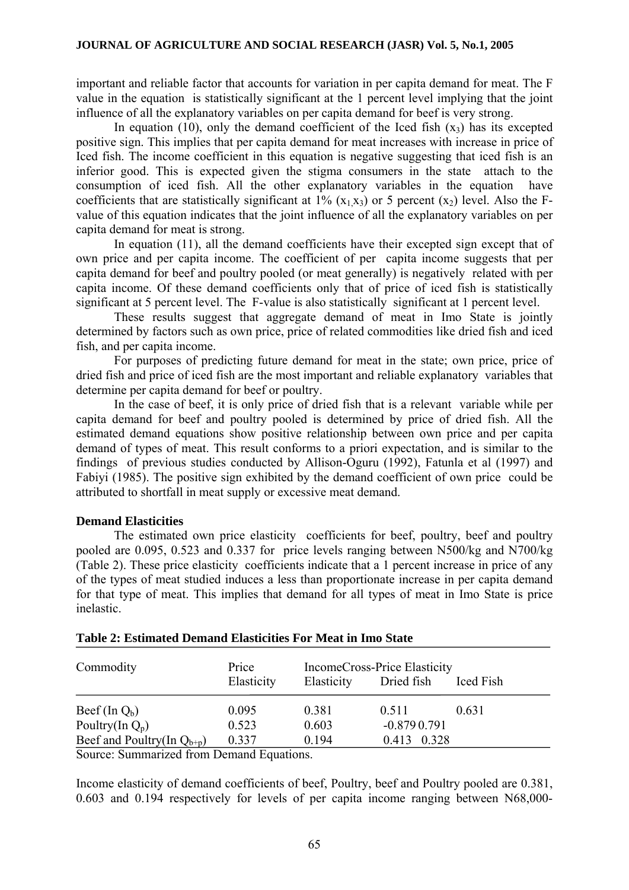important and reliable factor that accounts for variation in per capita demand for meat. The F value in the equation is statistically significant at the 1 percent level implying that the joint influence of all the explanatory variables on per capita demand for beef is very strong.

In equation (10), only the demand coefficient of the Iced fish ($x_3$) has its excepted positive sign. This implies that per capita demand for meat increases with increase in price of Iced fish. The income coefficient in this equation is negative suggesting that iced fish is an inferior good. This is expected given the stigma consumers in the state attach to the consumption of iced fish. All the other explanatory variables in the equation have coefficients that are statistically significant at 1% ($x_1$,$x_3$) or 5 percent ($x_2$) level. Also the F-value of this equation indicates that the joint influence of all the explanatory variables on per capita demand for meat is strong.

In equation (11), all the demand coefficients have their excepted sign except that of own price and per capita income. The coefficient of per capita income suggests that per capita demand for beef and poultry pooled (or meat generally) is negatively related with per capita income. Of these demand coefficients only that of price of iced fish is statistically significant at 5 percent level. The F-value is also statistically significant at 1 percent level.

These results suggest that aggregate demand of meat in Imo State is jointly determined by factors such as own price, price of related commodities like dried fish and iced fish, and per capita income.

For purposes of predicting future demand for meat in the state; own price, price of dried fish and price of iced fish are the most important and reliable explanatory variables that determine per capita demand for beef or poultry.

In the case of beef, it is only price of dried fish that is a relevant variable while per capita demand for beef and poultry pooled is determined by price of dried fish. All the estimated demand equations show positive relationship between own price and per capita demand of types of meat. This result conforms to a priori expectation, and is similar to the findings of previous studies conducted by Allison-Oguru (1992), Fatunla et al (1997) and Fabiyi (1985). The positive sign exhibited by the demand coefficient of own price could be attributed to shortfall in meat supply or excessive meat demand.

**Demand Elasticities**

The estimated own price elasticity coefficients for beef, poultry, beef and poultry pooled are 0.095, 0.523 and 0.337 for price levels ranging between N500/kg and N700/kg (Table 2). These price elasticity coefficients indicate that a 1 percent increase in price of any of the types of meat studied induces a less than proportionate increase in per capita demand for that type of meat. This implies that demand for all types of meat in Imo State is price inelastic.

**Table 2: Estimated Demand Elasticities For Meat in Imo State**

| Commodity | Price Elasticity | Income Elasticity | Cross-Price Elasticity Dried fish | Iced Fish |
|---|---|---|---|---|
| Beef (In $Q_b$) | 0.095 | 0.381 | 0.511 | 0.631 |
| Poultry(In $Q_p$) | 0.523 | 0.603 | -0.879 | 0.791 |
| Beef and Poultry(In $Q_{b+p}$) | 0.337 | 0.194 | 0.413 | 0.328 |

Source: Summarized from Demand Equations.

Income elasticity of demand coefficients of beef, Poultry, beef and Poultry pooled are 0.381, 0.603 and 0.194 respectively for levels of per capita income ranging between N68,000-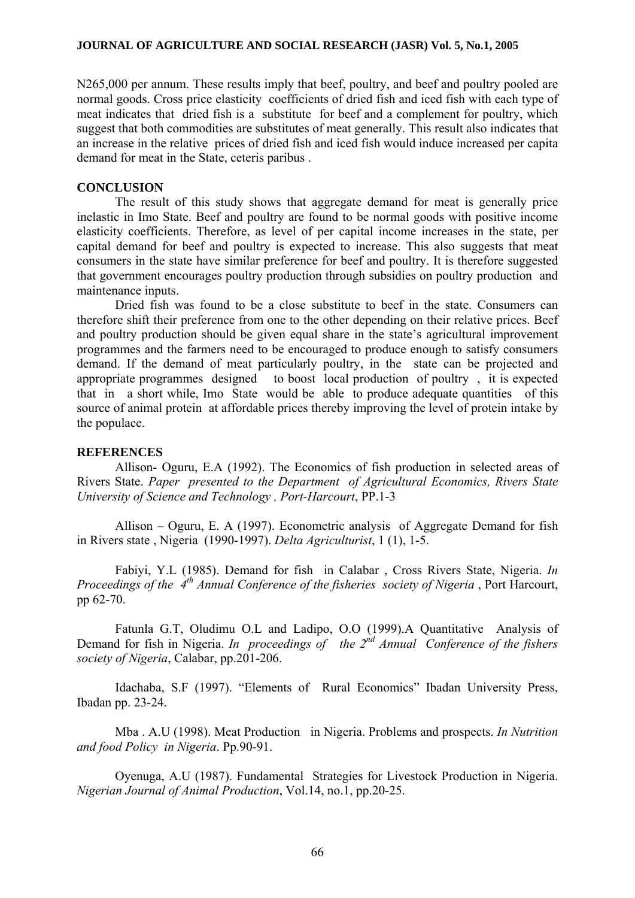N265,000 per annum. These results imply that beef, poultry, and beef and poultry pooled are normal goods. Cross price elasticity coefficients of dried fish and iced fish with each type of meat indicates that dried fish is a substitute for beef and a complement for poultry, which suggest that both commodities are substitutes of meat generally. This result also indicates that an increase in the relative prices of dried fish and iced fish would induce increased per capita demand for meat in the State, ceteris paribus .

## CONCLUSION

The result of this study shows that aggregate demand for meat is generally price inelastic in Imo State. Beef and poultry are found to be normal goods with positive income elasticity coefficients. Therefore, as level of per capital income increases in the state, per capital demand for beef and poultry is expected to increase. This also suggests that meat consumers in the state have similar preference for beef and poultry. It is therefore suggested that government encourages poultry production through subsidies on poultry production and maintenance inputs.

Dried fish was found to be a close substitute to beef in the state. Consumers can therefore shift their preference from one to the other depending on their relative prices. Beef and poultry production should be given equal share in the state's agricultural improvement programmes and the farmers need to be encouraged to produce enough to satisfy consumers demand. If the demand of meat particularly poultry, in the state can be projected and appropriate programmes designed to boost local production of poultry , it is expected that in a short while, Imo State would be able to produce adequate quantities of this source of animal protein at affordable prices thereby improving the level of protein intake by the populace.

## REFERENCES

Allison- Oguru, E.A (1992). The Economics of fish production in selected areas of Rivers State. *Paper presented to the Department of Agricultural Economics, Rivers State University of Science and Technology , Port-Harcourt*, PP.1-3

Allison – Oguru, E. A (1997). Econometric analysis of Aggregate Demand for fish in Rivers state , Nigeria (1990-1997). *Delta Agriculturist*, 1 (1), 1-5.

Fabiyi, Y.L (1985). Demand for fish in Calabar , Cross Rivers State, Nigeria. *In Proceedings of the 4th Annual Conference of the fisheries society of Nigeria* , Port Harcourt, pp 62-70.

Fatunla G.T, Oludimu O.L and Ladipo, O.O (1999).A Quantitative Analysis of Demand for fish in Nigeria. *In proceedings of the 2nd Annual Conference of the fishers society of Nigeria*, Calabar, pp.201-206.

Idachaba, S.F (1997). "Elements of Rural Economics" Ibadan University Press, Ibadan pp. 23-24.

Mba . A.U (1998). Meat Production in Nigeria. Problems and prospects. *In Nutrition and food Policy in Nigeria*. Pp.90-91.

Oyenuga, A.U (1987). Fundamental Strategies for Livestock Production in Nigeria. *Nigerian Journal of Animal Production*, Vol.14, no.1, pp.20-25.